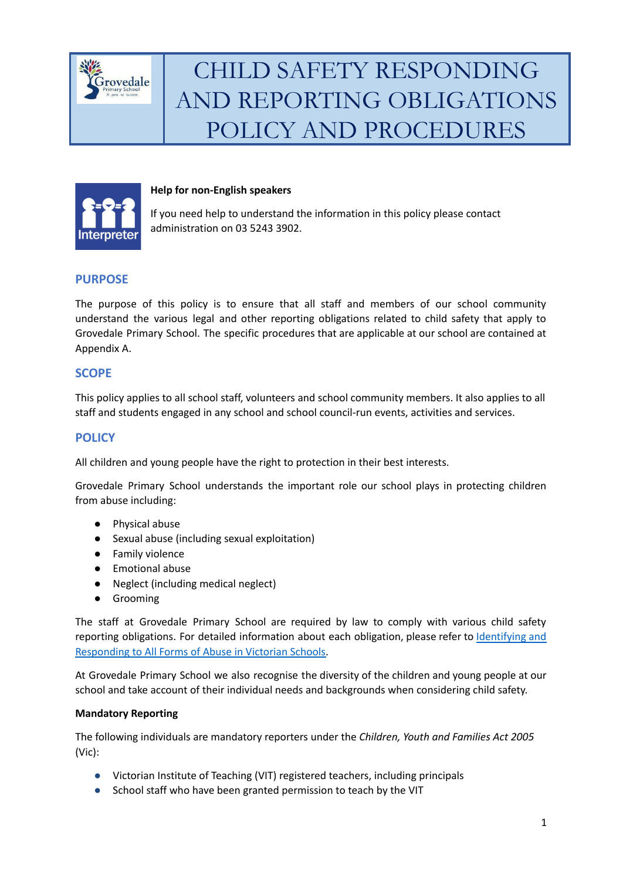# CHILD SAFETY RESPONDING AND REPORTING OBLIGATIONS POLICY AND PROCEDURES

**Help for non-English speakers**

If you need help to understand the information in this policy please contact administration on 03 5243 3902.

## PURPOSE

The purpose of this policy is to ensure that all staff and members of our school community understand the various legal and other reporting obligations related to child safety that apply to Grovedale Primary School. The specific procedures that are applicable at our school are contained at Appendix A.

## SCOPE

This policy applies to all school staff, volunteers and school community members. It also applies to all staff and students engaged in any school and school council-run events, activities and services.

## POLICY

All children and young people have the right to protection in their best interests.

Grovedale Primary School understands the important role our school plays in protecting children from abuse including:

- Physical abuse
- Sexual abuse (including sexual exploitation)
- Family violence
- Emotional abuse
- Neglect (including medical neglect)
- Grooming

The staff at Grovedale Primary School are required by law to comply with various child safety reporting obligations. For detailed information about each obligation, please refer to Identifying and Responding to All Forms of Abuse in Victorian Schools.

At Grovedale Primary School we also recognise the diversity of the children and young people at our school and take account of their individual needs and backgrounds when considering child safety.

**Mandatory Reporting**

The following individuals are mandatory reporters under the *Children, Youth and Families Act 2005* (Vic):

- Victorian Institute of Teaching (VIT) registered teachers, including principals
- School staff who have been granted permission to teach by the VIT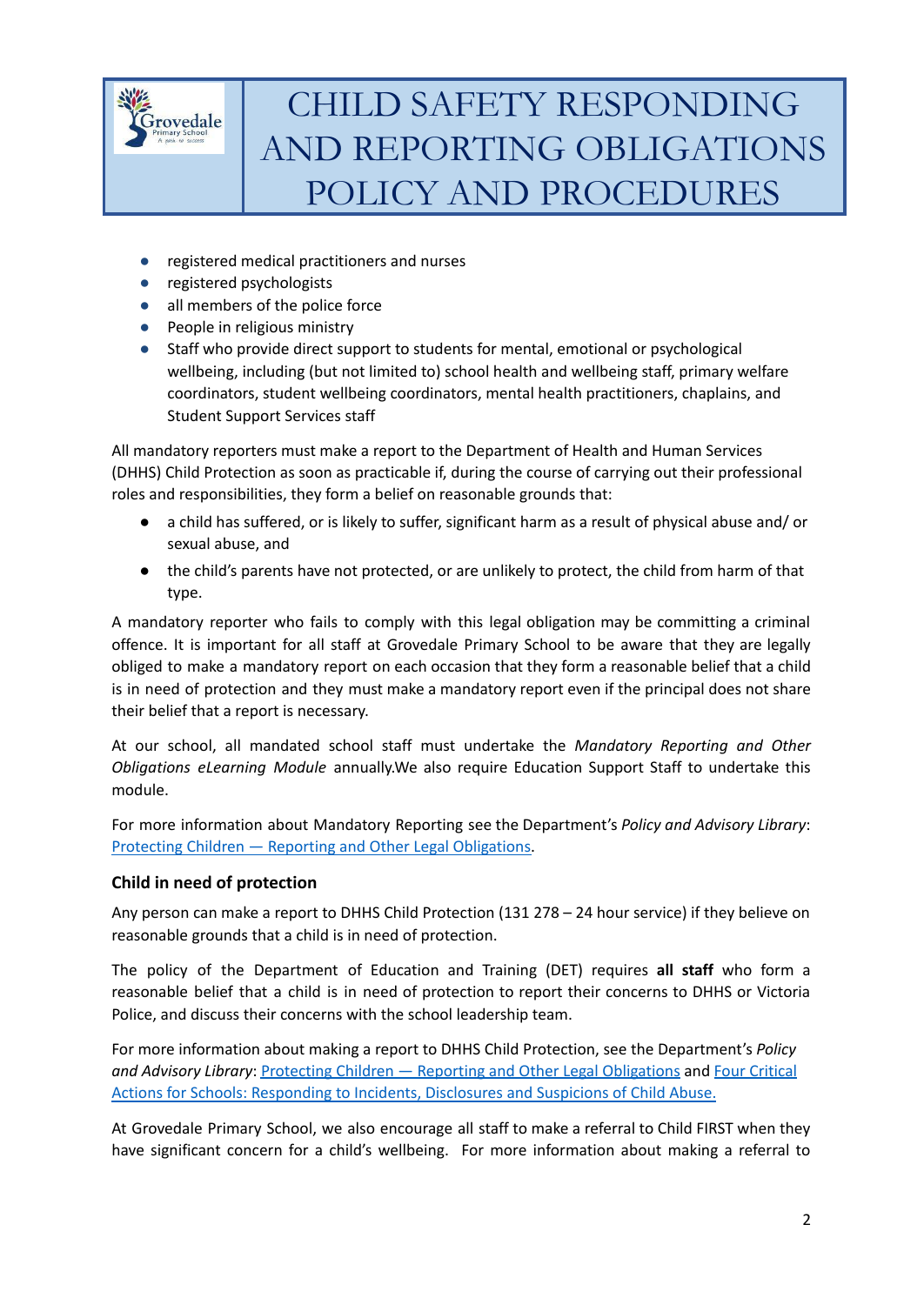- registered medical practitioners and nurses
- registered psychologists
- all members of the police force
- People in religious ministry
- Staff who provide direct support to students for mental, emotional or psychological wellbeing, including (but not limited to) school health and wellbeing staff, primary welfare coordinators, student wellbeing coordinators, mental health practitioners, chaplains, and Student Support Services staff

All mandatory reporters must make a report to the Department of Health and Human Services (DHHS) Child Protection as soon as practicable if, during the course of carrying out their professional roles and responsibilities, they form a belief on reasonable grounds that:

- a child has suffered, or is likely to suffer, significant harm as a result of physical abuse and/ or sexual abuse, and
- the child's parents have not protected, or are unlikely to protect, the child from harm of that type.

A mandatory reporter who fails to comply with this legal obligation may be committing a criminal offence. It is important for all staff at Grovedale Primary School to be aware that they are legally obliged to make a mandatory report on each occasion that they form a reasonable belief that a child is in need of protection and they must make a mandatory report even if the principal does not share their belief that a report is necessary.

At our school, all mandated school staff must undertake the *Mandatory Reporting and Other Obligations eLearning Module* annually.We also require Education Support Staff to undertake this module.

For more information about Mandatory Reporting see the Department's *Policy and Advisory Library*: Protecting Children — Reporting and Other Legal Obligations.

### Child in need of protection

Any person can make a report to DHHS Child Protection (131 278 – 24 hour service) if they believe on reasonable grounds that a child is in need of protection.

The policy of the Department of Education and Training (DET) requires **all staff** who form a reasonable belief that a child is in need of protection to report their concerns to DHHS or Victoria Police, and discuss their concerns with the school leadership team.

For more information about making a report to DHHS Child Protection, see the Department's *Policy and Advisory Library*: Protecting Children — Reporting and Other Legal Obligations and Four Critical Actions for Schools: Responding to Incidents, Disclosures and Suspicions of Child Abuse.

At Grovedale Primary School, we also encourage all staff to make a referral to Child FIRST when they have significant concern for a child's wellbeing. For more information about making a referral to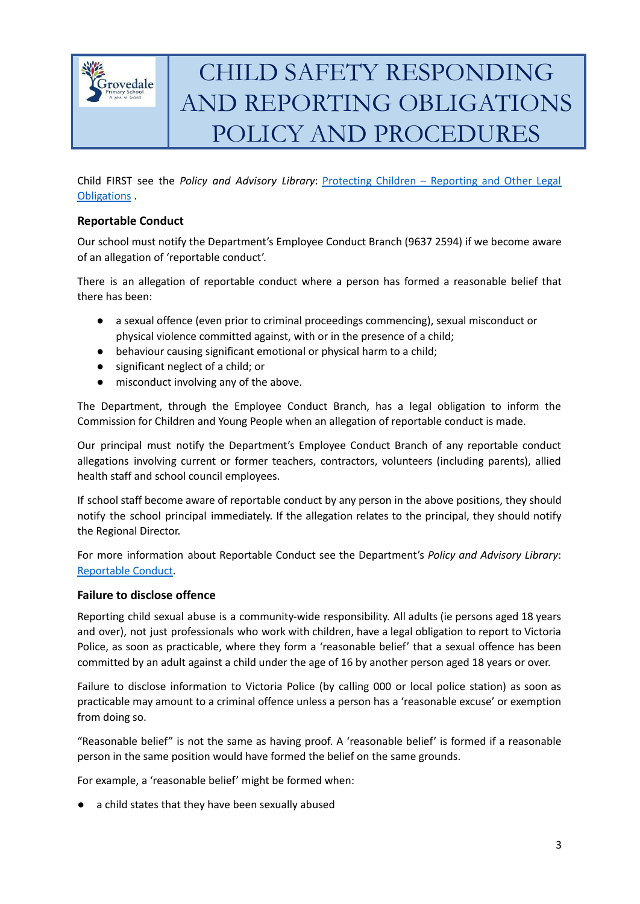Child FIRST see the *Policy and Advisory Library*: [Protecting Children – Reporting and Other Legal Obligations](#) .

### Reportable Conduct

Our school must notify the Department's Employee Conduct Branch (9637 2594) if we become aware of an allegation of 'reportable conduct'.

There is an allegation of reportable conduct where a person has formed a reasonable belief that there has been:

- a sexual offence (even prior to criminal proceedings commencing), sexual misconduct or physical violence committed against, with or in the presence of a child;
- behaviour causing significant emotional or physical harm to a child;
- significant neglect of a child; or
- misconduct involving any of the above.

The Department, through the Employee Conduct Branch, has a legal obligation to inform the Commission for Children and Young People when an allegation of reportable conduct is made.

Our principal must notify the Department's Employee Conduct Branch of any reportable conduct allegations involving current or former teachers, contractors, volunteers (including parents), allied health staff and school council employees.

If school staff become aware of reportable conduct by any person in the above positions, they should notify the school principal immediately. If the allegation relates to the principal, they should notify the Regional Director.

For more information about Reportable Conduct see the Department's *Policy and Advisory Library*: [Reportable Conduct](#).

### Failure to disclose offence

Reporting child sexual abuse is a community-wide responsibility. All adults (ie persons aged 18 years and over), not just professionals who work with children, have a legal obligation to report to Victoria Police, as soon as practicable, where they form a 'reasonable belief' that a sexual offence has been committed by an adult against a child under the age of 16 by another person aged 18 years or over.

Failure to disclose information to Victoria Police (by calling 000 or local police station) as soon as practicable may amount to a criminal offence unless a person has a 'reasonable excuse' or exemption from doing so.

"Reasonable belief" is not the same as having proof. A 'reasonable belief' is formed if a reasonable person in the same position would have formed the belief on the same grounds.

For example, a 'reasonable belief' might be formed when:

- a child states that they have been sexually abused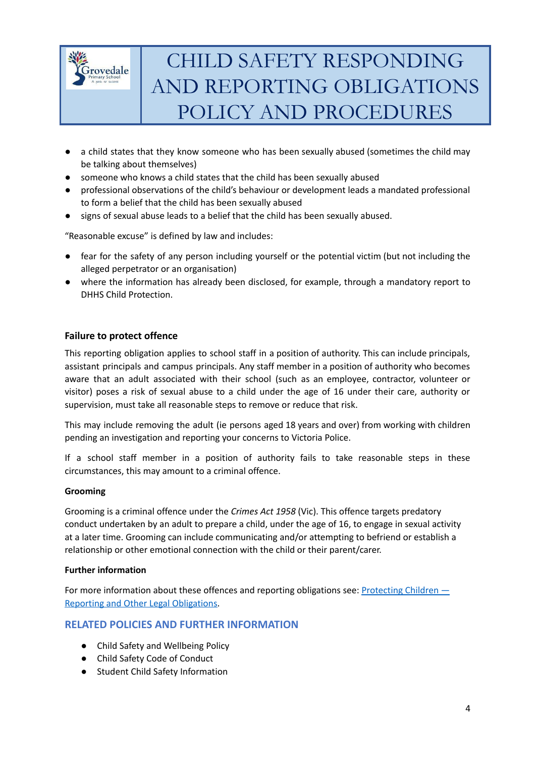- a child states that they know someone who has been sexually abused (sometimes the child may be talking about themselves)
- someone who knows a child states that the child has been sexually abused
- professional observations of the child's behaviour or development leads a mandated professional to form a belief that the child has been sexually abused
- signs of sexual abuse leads to a belief that the child has been sexually abused.

"Reasonable excuse" is defined by law and includes:

- fear for the safety of any person including yourself or the potential victim (but not including the alleged perpetrator or an organisation)
- where the information has already been disclosed, for example, through a mandatory report to DHHS Child Protection.

### Failure to protect offence

This reporting obligation applies to school staff in a position of authority. This can include principals, assistant principals and campus principals. Any staff member in a position of authority who becomes aware that an adult associated with their school (such as an employee, contractor, volunteer or visitor) poses a risk of sexual abuse to a child under the age of 16 under their care, authority or supervision, must take all reasonable steps to remove or reduce that risk.

This may include removing the adult (ie persons aged 18 years and over) from working with children pending an investigation and reporting your concerns to Victoria Police.

If a school staff member in a position of authority fails to take reasonable steps in these circumstances, this may amount to a criminal offence.

#### Grooming

Grooming is a criminal offence under the *Crimes Act 1958* (Vic). This offence targets predatory conduct undertaken by an adult to prepare a child, under the age of 16, to engage in sexual activity at a later time. Grooming can include communicating and/or attempting to befriend or establish a relationship or other emotional connection with the child or their parent/carer.

#### Further information

For more information about these offences and reporting obligations see: [Protecting Children — Reporting and Other Legal Obligations](#).

## RELATED POLICIES AND FURTHER INFORMATION

- Child Safety and Wellbeing Policy
- Child Safety Code of Conduct
- Student Child Safety Information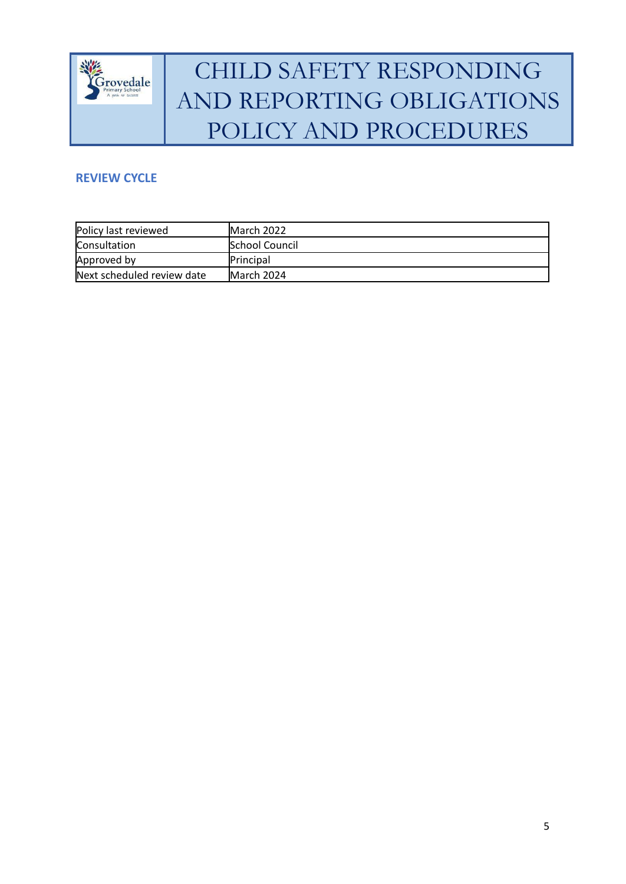# CHILD SAFETY RESPONDING AND REPORTING OBLIGATIONS POLICY AND PROCEDURES

## REVIEW CYCLE

| Policy last reviewed | March 2022 |
|---|---|
| Consultation | School Council |
| Approved by | Principal |
| Next scheduled review date | March 2024 |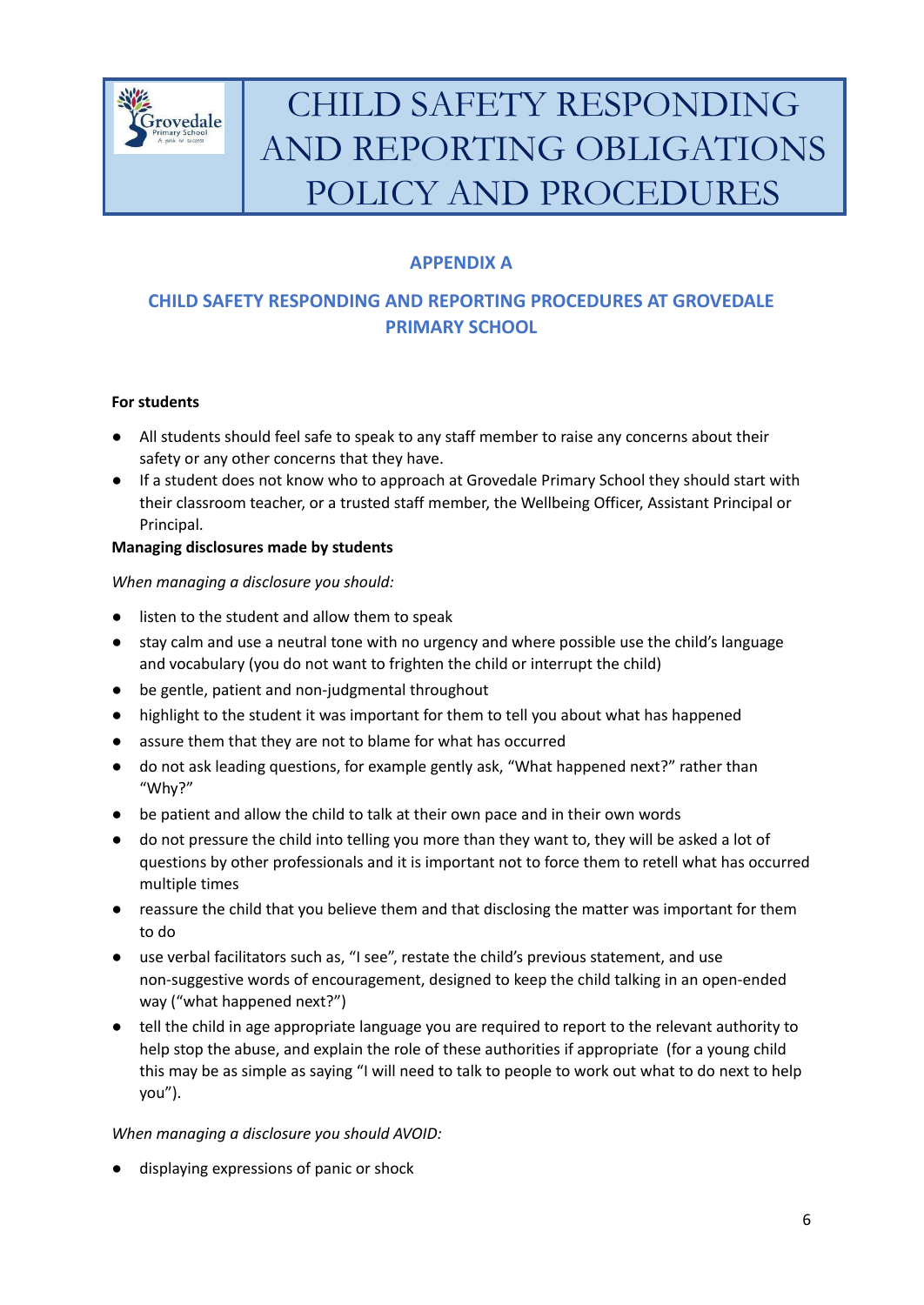# CHILD SAFETY RESPONDING AND REPORTING OBLIGATIONS POLICY AND PROCEDURES

## APPENDIX A

## CHILD SAFETY RESPONDING AND REPORTING PROCEDURES AT GROVEDALE PRIMARY SCHOOL

**For students**

- All students should feel safe to speak to any staff member to raise any concerns about their safety or any other concerns that they have.
- If a student does not know who to approach at Grovedale Primary School they should start with their classroom teacher, or a trusted staff member, the Wellbeing Officer, Assistant Principal or Principal.

**Managing disclosures made by students**

*When managing a disclosure you should:*

- listen to the student and allow them to speak
- stay calm and use a neutral tone with no urgency and where possible use the child's language and vocabulary (you do not want to frighten the child or interrupt the child)
- be gentle, patient and non-judgmental throughout
- highlight to the student it was important for them to tell you about what has happened
- assure them that they are not to blame for what has occurred
- do not ask leading questions, for example gently ask, "What happened next?" rather than "Why?"
- be patient and allow the child to talk at their own pace and in their own words
- do not pressure the child into telling you more than they want to, they will be asked a lot of questions by other professionals and it is important not to force them to retell what has occurred multiple times
- reassure the child that you believe them and that disclosing the matter was important for them to do
- use verbal facilitators such as, "I see", restate the child's previous statement, and use non-suggestive words of encouragement, designed to keep the child talking in an open-ended way ("what happened next?")
- tell the child in age appropriate language you are required to report to the relevant authority to help stop the abuse, and explain the role of these authorities if appropriate (for a young child this may be as simple as saying "I will need to talk to people to work out what to do next to help you").

*When managing a disclosure you should AVOID:*

- displaying expressions of panic or shock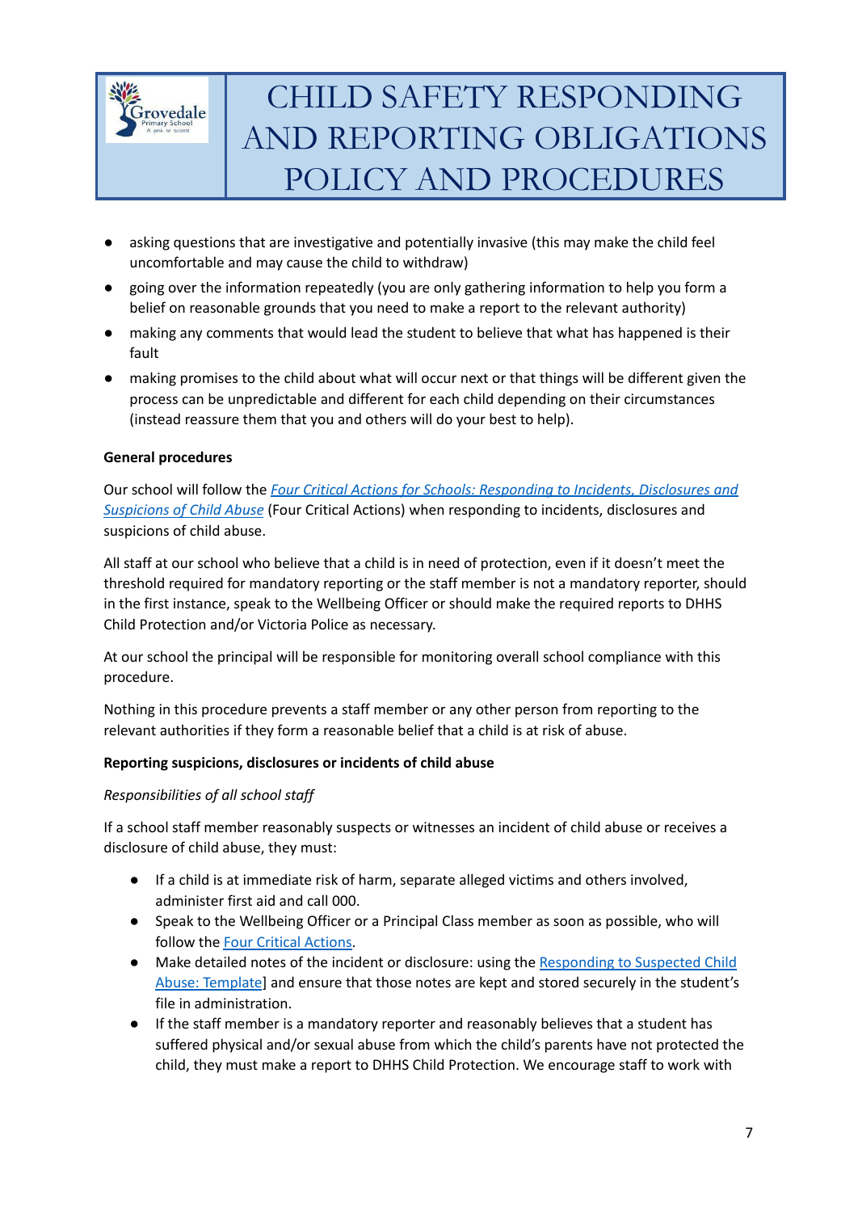- asking questions that are investigative and potentially invasive (this may make the child feel uncomfortable and may cause the child to withdraw)
- going over the information repeatedly (you are only gathering information to help you form a belief on reasonable grounds that you need to make a report to the relevant authority)
- making any comments that would lead the student to believe that what has happened is their fault
- making promises to the child about what will occur next or that things will be different given the process can be unpredictable and different for each child depending on their circumstances (instead reassure them that you and others will do your best to help).

**General procedures**

Our school will follow the *Four Critical Actions for Schools: Responding to Incidents, Disclosures and Suspicions of Child Abuse* (Four Critical Actions) when responding to incidents, disclosures and suspicions of child abuse.

All staff at our school who believe that a child is in need of protection, even if it doesn't meet the threshold required for mandatory reporting or the staff member is not a mandatory reporter, should in the first instance, speak to the Wellbeing Officer or should make the required reports to DHHS Child Protection and/or Victoria Police as necessary.

At our school the principal will be responsible for monitoring overall school compliance with this procedure.

Nothing in this procedure prevents a staff member or any other person from reporting to the relevant authorities if they form a reasonable belief that a child is at risk of abuse.

**Reporting suspicions, disclosures or incidents of child abuse**

*Responsibilities of all school staff*

If a school staff member reasonably suspects or witnesses an incident of child abuse or receives a disclosure of child abuse, they must:

- If a child is at immediate risk of harm, separate alleged victims and others involved, administer first aid and call 000.
- Speak to the Wellbeing Officer or a Principal Class member as soon as possible, who will follow the Four Critical Actions.
- Make detailed notes of the incident or disclosure: using the Responding to Suspected Child Abuse: Template] and ensure that those notes are kept and stored securely in the student's file in administration.
- If the staff member is a mandatory reporter and reasonably believes that a student has suffered physical and/or sexual abuse from which the child's parents have not protected the child, they must make a report to DHHS Child Protection. We encourage staff to work with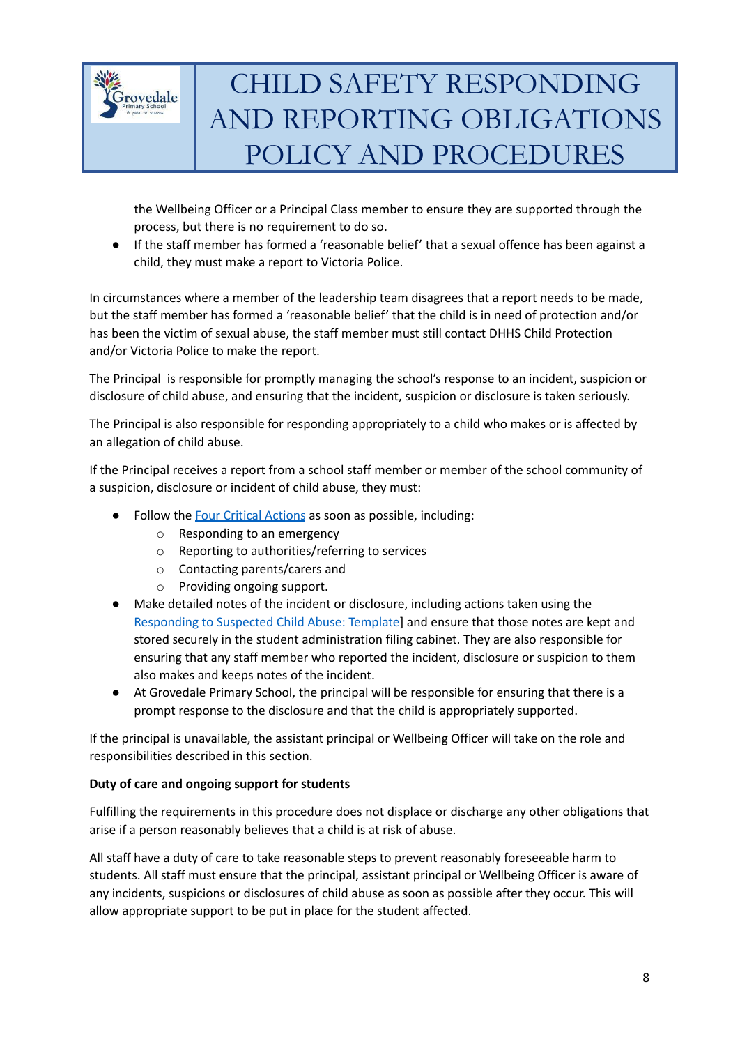the Wellbeing Officer or a Principal Class member to ensure they are supported through the process, but there is no requirement to do so.

- If the staff member has formed a 'reasonable belief' that a sexual offence has been against a child, they must make a report to Victoria Police.

In circumstances where a member of the leadership team disagrees that a report needs to be made, but the staff member has formed a 'reasonable belief' that the child is in need of protection and/or has been the victim of sexual abuse, the staff member must still contact DHHS Child Protection and/or Victoria Police to make the report.

The Principal is responsible for promptly managing the school's response to an incident, suspicion or disclosure of child abuse, and ensuring that the incident, suspicion or disclosure is taken seriously.

The Principal is also responsible for responding appropriately to a child who makes or is affected by an allegation of child abuse.

If the Principal receives a report from a school staff member or member of the school community of a suspicion, disclosure or incident of child abuse, they must:

- Follow the Four Critical Actions as soon as possible, including:
  - Responding to an emergency
  - Reporting to authorities/referring to services
  - Contacting parents/carers and
  - Providing ongoing support.
- Make detailed notes of the incident or disclosure, including actions taken using the Responding to Suspected Child Abuse: Template] and ensure that those notes are kept and stored securely in the student administration filing cabinet. They are also responsible for ensuring that any staff member who reported the incident, disclosure or suspicion to them also makes and keeps notes of the incident.
- At Grovedale Primary School, the principal will be responsible for ensuring that there is a prompt response to the disclosure and that the child is appropriately supported.

If the principal is unavailable, the assistant principal or Wellbeing Officer will take on the role and responsibilities described in this section.

**Duty of care and ongoing support for students**

Fulfilling the requirements in this procedure does not displace or discharge any other obligations that arise if a person reasonably believes that a child is at risk of abuse.

All staff have a duty of care to take reasonable steps to prevent reasonably foreseeable harm to students. All staff must ensure that the principal, assistant principal or Wellbeing Officer is aware of any incidents, suspicions or disclosures of child abuse as soon as possible after they occur. This will allow appropriate support to be put in place for the student affected.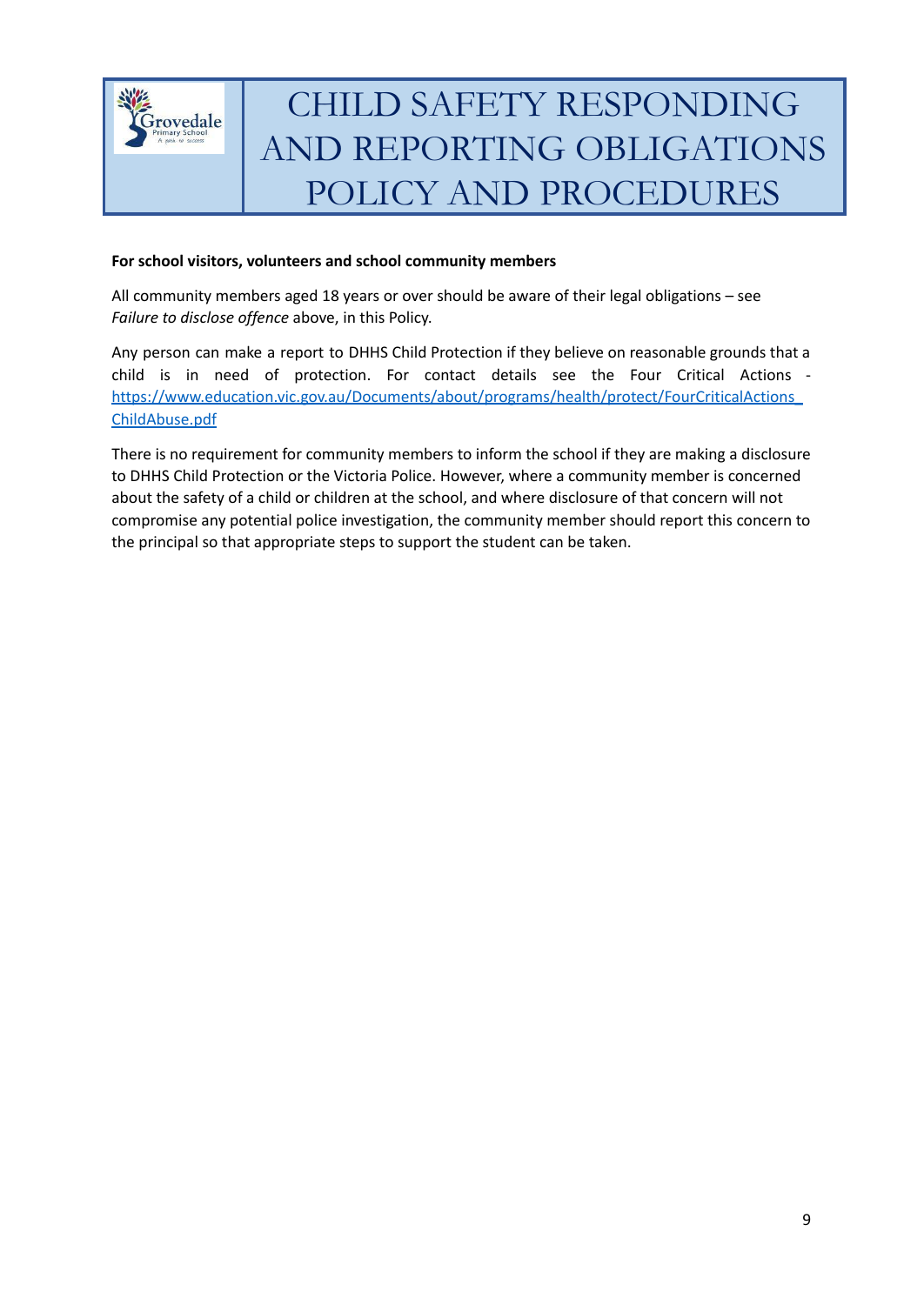**For school visitors, volunteers and school community members**

All community members aged 18 years or over should be aware of their legal obligations – see *Failure to disclose offence* above, in this Policy.

Any person can make a report to DHHS Child Protection if they believe on reasonable grounds that a child is in need of protection. For contact details see the Four Critical Actions - [https://www.education.vic.gov.au/Documents/about/programs/health/protect/FourCriticalActions_ChildAbuse.pdf](https://www.education.vic.gov.au/Documents/about/programs/health/protect/FourCriticalActions_ChildAbuse.pdf)

There is no requirement for community members to inform the school if they are making a disclosure to DHHS Child Protection or the Victoria Police. However, where a community member is concerned about the safety of a child or children at the school, and where disclosure of that concern will not compromise any potential police investigation, the community member should report this concern to the principal so that appropriate steps to support the student can be taken.